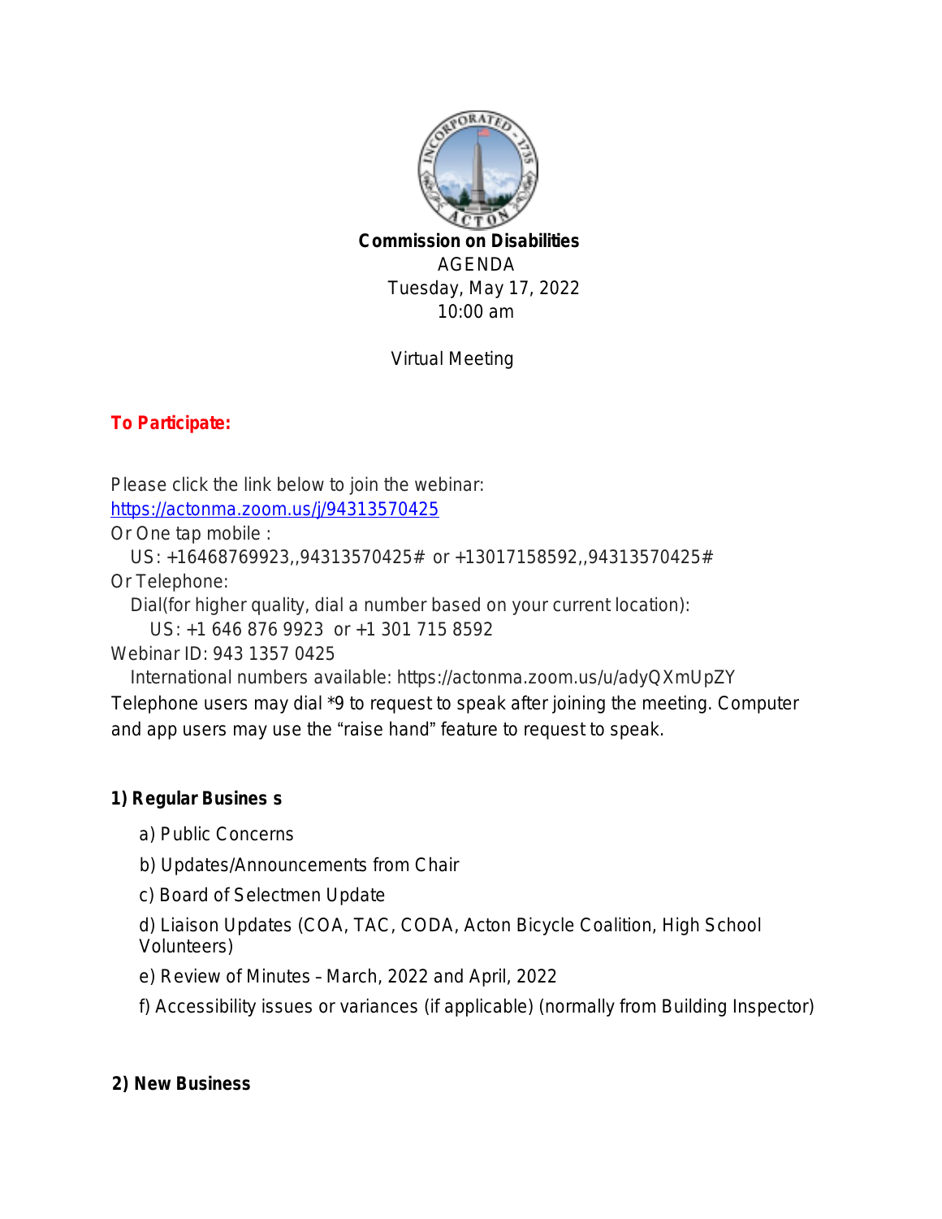**Commission on Disabilities**

AGENDA

Tuesday, May 17, 2022

10:00 am

Virtual Meeting

**To Participate:**

Please click the link below to join the webinar:
https://actonma.zoom.us/j/94313570425

Or One tap mobile :

US: +16468769923,,94313570425# or +13017158592,,94313570425#

Or Telephone:

Dial(for higher quality, dial a number based on your current location):

US: +1 646 876 9923 or +1 301 715 8592

Webinar ID: 943 1357 0425

International numbers available: https://actonma.zoom.us/u/adyQXmUpZY

Telephone users may dial *9 to request to speak after joining the meeting. Computer and app users may use the "raise hand" feature to request to speak.

**1) Regular Busines s**

a) Public Concerns

b) Updates/Announcements from Chair

c) Board of Selectmen Update

d) Liaison Updates (COA, TAC, CODA, Acton Bicycle Coalition, High School Volunteers)

e) Review of Minutes – March, 2022 and April, 2022

f) Accessibility issues or variances (if applicable) (normally from Building Inspector)

**2) New Business**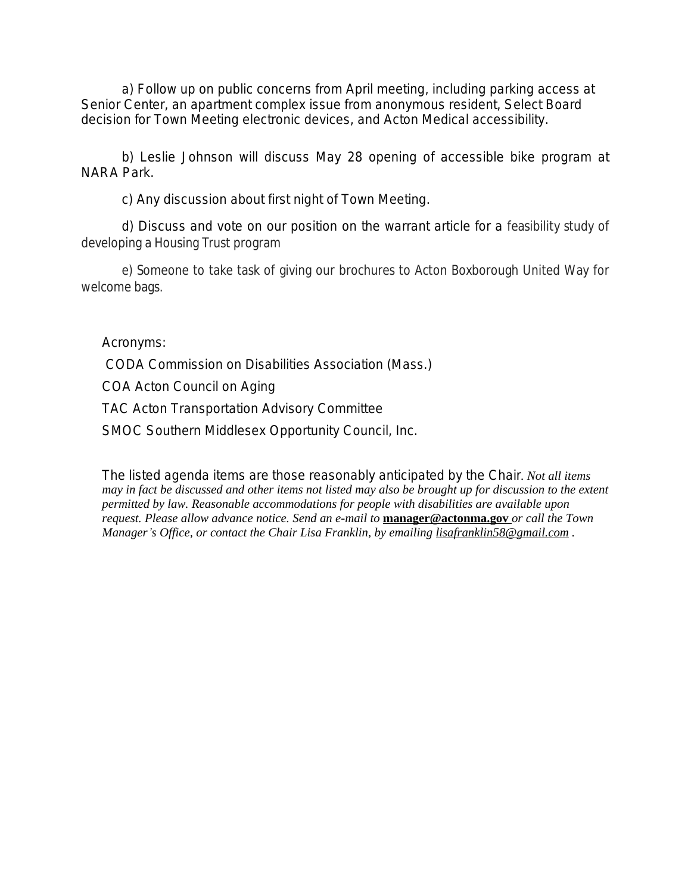a) Follow up on public concerns from April meeting, including parking access at Senior Center, an apartment complex issue from anonymous resident, Select Board decision for Town Meeting electronic devices, and Acton Medical accessibility.

b) Leslie Johnson will discuss May 28 opening of accessible bike program at NARA Park.

c) Any discussion about first night of Town Meeting.

d) Discuss and vote on our position on the warrant article for a feasibility study of developing a Housing Trust program

e) Someone to take task of giving our brochures to Acton Boxborough United Way for welcome bags.

Acronyms:

CODA Commission on Disabilities Association (Mass.)

COA Acton Council on Aging

TAC Acton Transportation Advisory Committee

SMOC Southern Middlesex Opportunity Council, Inc.

The listed agenda items are those reasonably anticipated by the Chair. *Not all items may in fact be discussed and other items not listed may also be brought up for discussion to the extent permitted by law. Reasonable accommodations for people with disabilities are available upon request. Please allow advance notice. Send an e-mail to* **manager@actonma.gov** *or call the Town Manager's Office, or contact the Chair Lisa Franklin, by emailing lisafranklin58@gmail.com .*